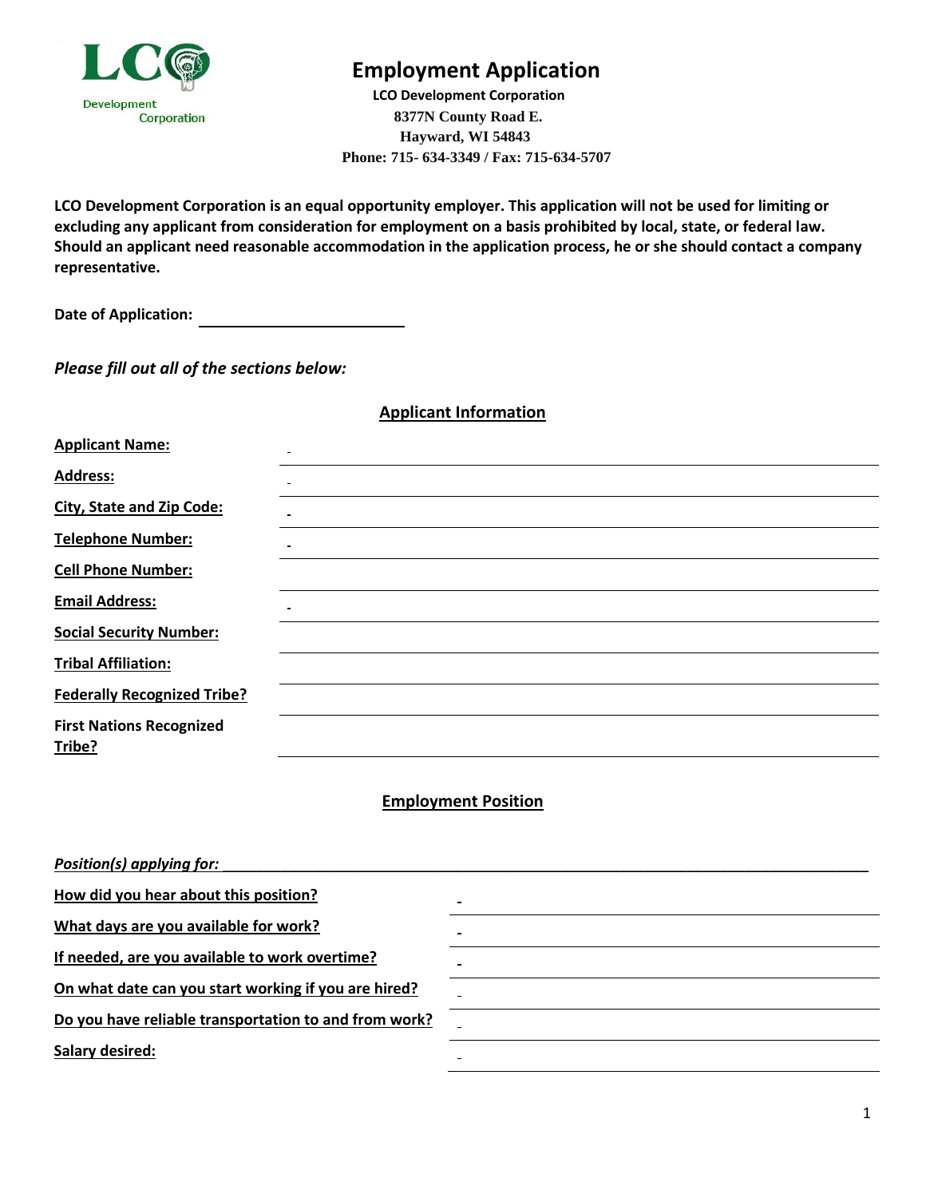LCO Development Corporation

# Employment Application

**LCO Development Corporation**
**8377N County Road E.**
**Hayward, WI 54843**
**Phone: 715- 634-3349 / Fax: 715-634-5707**

**LCO Development Corporation is an equal opportunity employer. This application will not be used for limiting or excluding any applicant from consideration for employment on a basis prohibited by local, state, or federal law. Should an applicant need reasonable accommodation in the application process, he or she should contact a company representative.**

**Date of Application:** ____________________

*Please fill out all of the sections below:*

## Applicant Information

| | |
|---|---|
| **Applicant Name:** | |
| **Address:** | |
| **City, State and Zip Code:** | |
| **Telephone Number:** | |
| **Cell Phone Number:** | |
| **Email Address:** | |
| **Social Security Number:** | |
| **Tribal Affiliation:** | |
| **Federally Recognized Tribe?** | |
| **First Nations Recognized Tribe?** | |

## Employment Position

***Position(s) applying for:*** ____________________________________________

| | |
|---|---|
| **How did you hear about this position?** | |
| **What days are you available for work?** | |
| **If needed, are you available to work overtime?** | |
| **On what date can you start working if you are hired?** | |
| **Do you have reliable transportation to and from work?** | |
| **Salary desired:** | |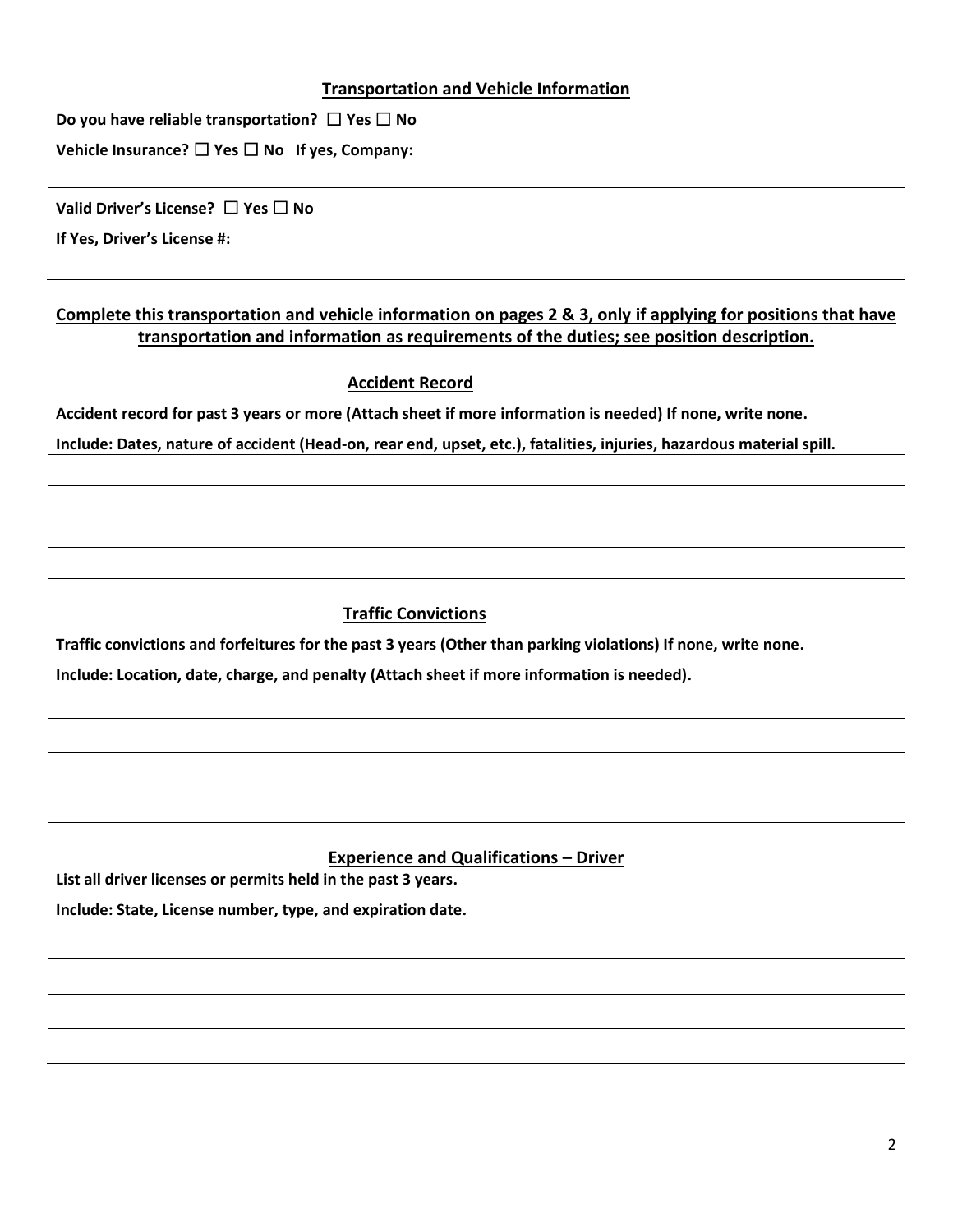## Transportation and Vehicle Information

**Do you have reliable transportation? ☐ Yes ☐ No**

**Vehicle Insurance? ☐ Yes ☐ No If yes, Company:**

---

**Valid Driver's License? ☐ Yes ☐ No**

**If Yes, Driver's License #:**

---

**Complete this transportation and vehicle information on pages 2 & 3, only if applying for positions that have transportation and information as requirements of the duties; see position description.**

## Accident Record

**Accident record for past 3 years or more (Attach sheet if more information is needed) If none, write none.**

**Include: Dates, nature of accident (Head-on, rear end, upset, etc.), fatalities, injuries, hazardous material spill.**

---

---

---

---

---

## Traffic Convictions

**Traffic convictions and forfeitures for the past 3 years (Other than parking violations) If none, write none.**

**Include: Location, date, charge, and penalty (Attach sheet if more information is needed).**

---

---

---

---

## Experience and Qualifications – Driver

**List all driver licenses or permits held in the past 3 years.**

**Include: State, License number, type, and expiration date.**

---

---

---

---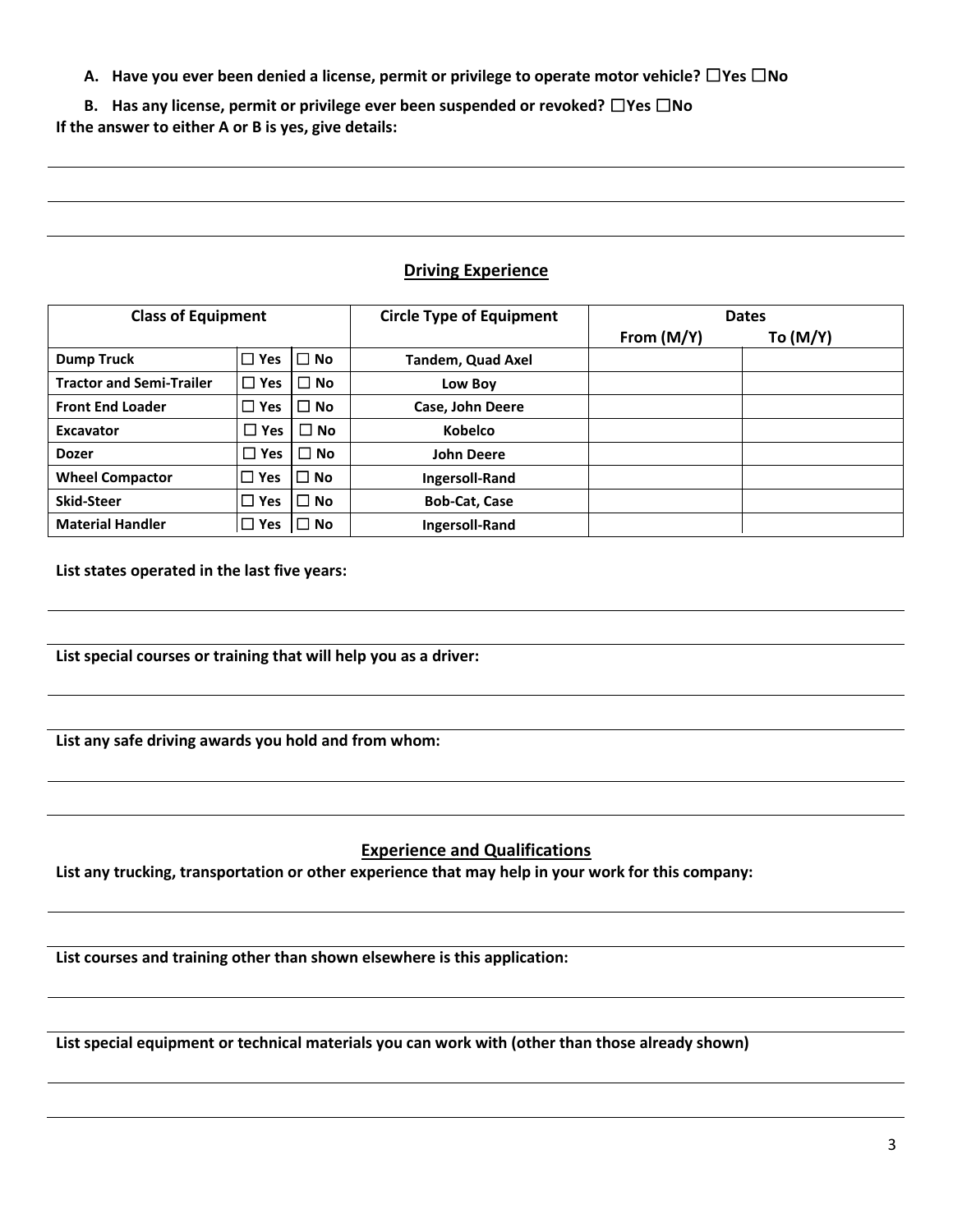**A. Have you ever been denied a license, permit or privilege to operate motor vehicle? ☐Yes ☐No**

**B. Has any license, permit or privilege ever been suspended or revoked? ☐Yes ☐No**

**If the answer to either A or B is yes, give details:**

## Driving Experience

| Class of Equipment | | | Circle Type of Equipment | Dates | |
|---|---|---|---|---|---|
| | | | | From (M/Y) | To (M/Y) |
| **Dump Truck** | ☐ Yes | ☐ No | **Tandem, Quad Axel** | | |
| **Tractor and Semi-Trailer** | ☐ Yes | ☐ No | **Low Boy** | | |
| **Front End Loader** | ☐ Yes | ☐ No | **Case, John Deere** | | |
| **Excavator** | ☐ Yes | ☐ No | **Kobelco** | | |
| **Dozer** | ☐ Yes | ☐ No | **John Deere** | | |
| **Wheel Compactor** | ☐ Yes | ☐ No | **Ingersoll-Rand** | | |
| **Skid-Steer** | ☐ Yes | ☐ No | **Bob-Cat, Case** | | |
| **Material Handler** | ☐ Yes | ☐ No | **Ingersoll-Rand** | | |

**List states operated in the last five years:**

**List special courses or training that will help you as a driver:**

**List any safe driving awards you hold and from whom:**

## Experience and Qualifications

**List any trucking, transportation or other experience that may help in your work for this company:**

**List courses and training other than shown elsewhere is this application:**

**List special equipment or technical materials you can work with (other than those already shown)**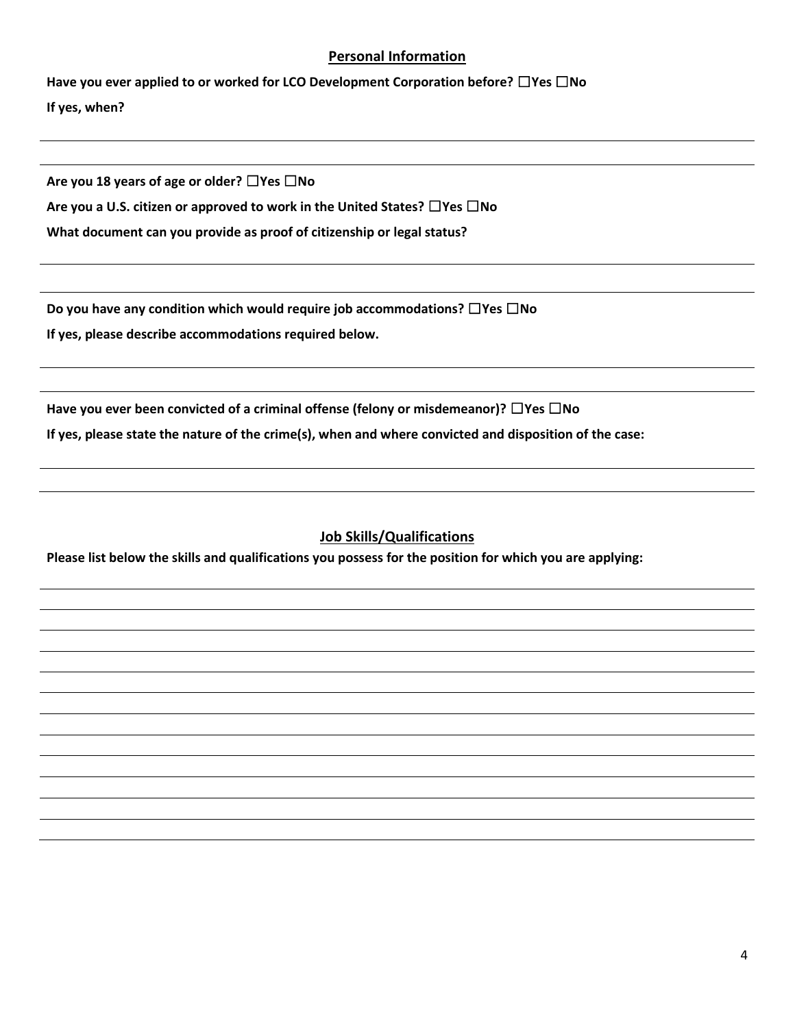## Personal Information

**Have you ever applied to or worked for LCO Development Corporation before? ☐Yes ☐No**

**If yes, when?**

---

---

**Are you 18 years of age or older? ☐Yes ☐No**

**Are you a U.S. citizen or approved to work in the United States? ☐Yes ☐No**

**What document can you provide as proof of citizenship or legal status?**

---

---

**Do you have any condition which would require job accommodations? ☐Yes ☐No**

**If yes, please describe accommodations required below.**

---

---

**Have you ever been convicted of a criminal offense (felony or misdemeanor)? ☐Yes ☐No**

**If yes, please state the nature of the crime(s), when and where convicted and disposition of the case:**

---

---

## Job Skills/Qualifications

**Please list below the skills and qualifications you possess for the position for which you are applying:**

---

---

---

---

---

---

---

---

---

---

---

---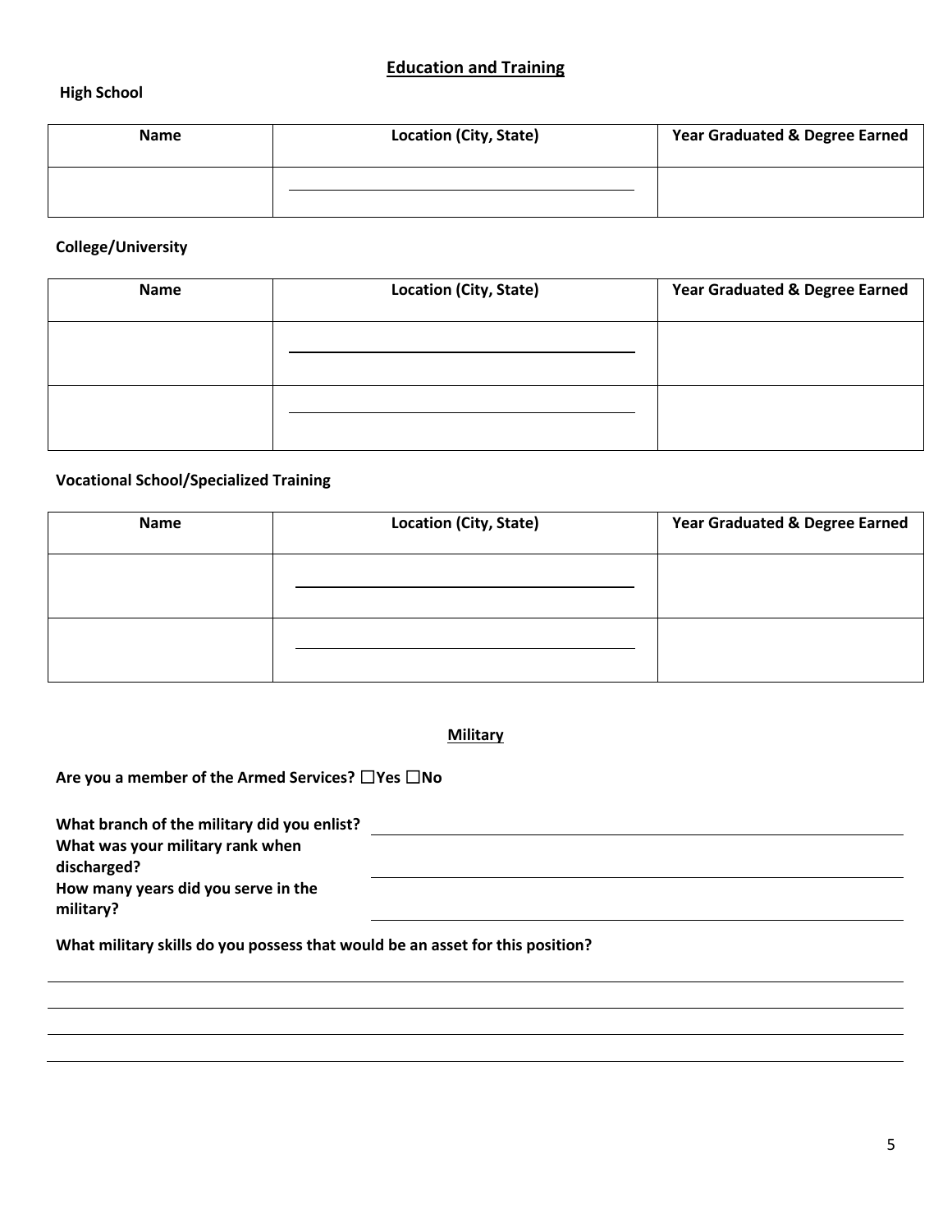## Education and Training

**High School**

| Name | Location (City, State) | Year Graduated & Degree Earned |
|---|---|---|
| | | |

**College/University**

| Name | Location (City, State) | Year Graduated & Degree Earned |
|---|---|---|
| | | |
| | | |

**Vocational School/Specialized Training**

| Name | Location (City, State) | Year Graduated & Degree Earned |
|---|---|---|
| | | |
| | | |

## Military

**Are you a member of the Armed Services?** ☐**Yes** ☐**No**

**What branch of the military did you enlist?** ______________________________

**What was your military rank when discharged?** ______________________________

**How many years did you serve in the military?** ______________________________

**What military skills do you possess that would be an asset for this position?**

______________________________________________________________________________

______________________________________________________________________________

______________________________________________________________________________

______________________________________________________________________________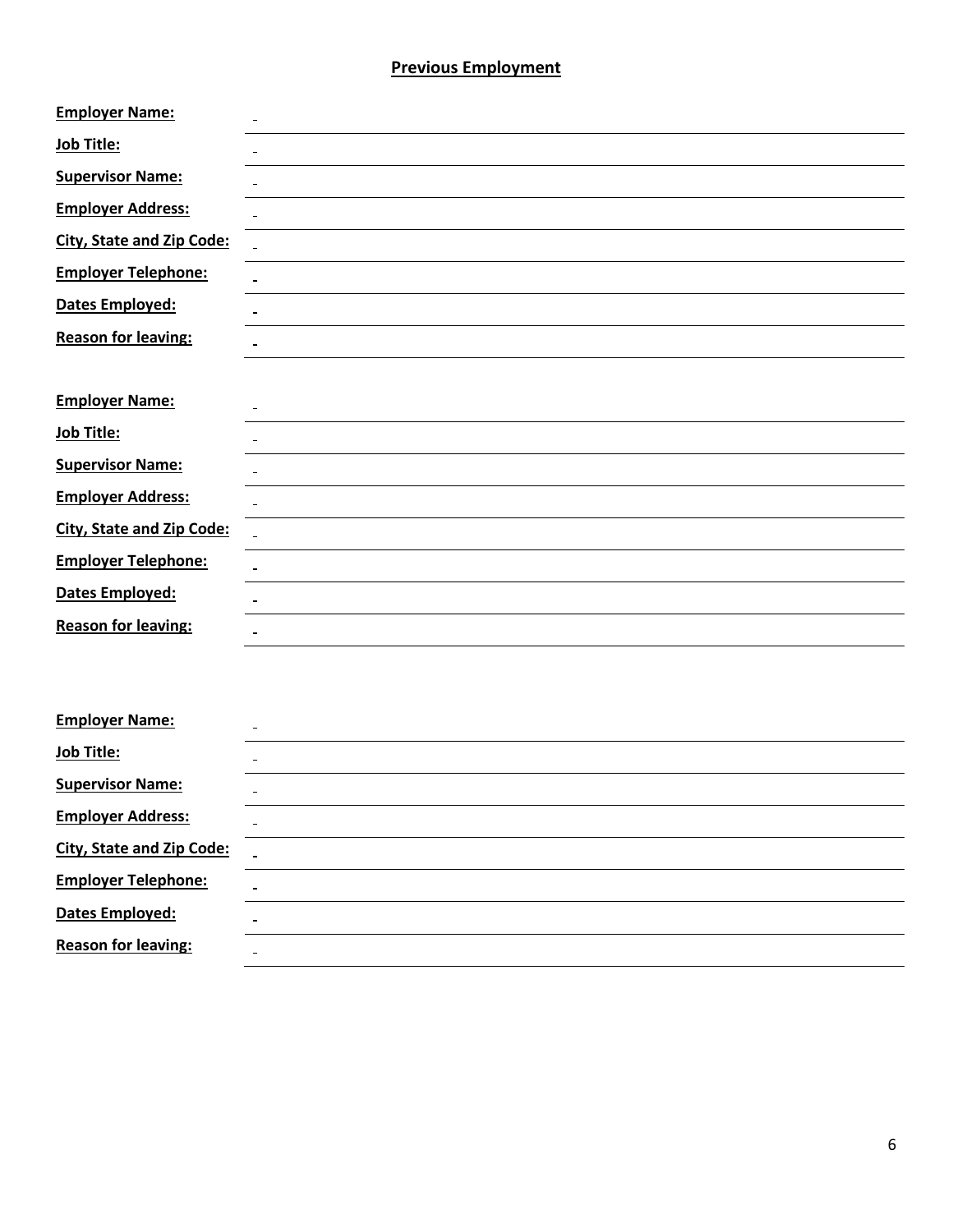## Previous Employment

**Employer Name:** ______________________________

**Job Title:** ______________________________

**Supervisor Name:** ______________________________

**Employer Address:** ______________________________

**City, State and Zip Code:** ______________________________

**Employer Telephone:** ______________________________

**Dates Employed:** ______________________________

**Reason for leaving:** ______________________________

**Employer Name:** ______________________________

**Job Title:** ______________________________

**Supervisor Name:** ______________________________

**Employer Address:** ______________________________

**City, State and Zip Code:** ______________________________

**Employer Telephone:** ______________________________

**Dates Employed:** ______________________________

**Reason for leaving:** ______________________________

**Employer Name:** ______________________________

**Job Title:** ______________________________

**Supervisor Name:** ______________________________

**Employer Address:** ______________________________

**City, State and Zip Code:** ______________________________

**Employer Telephone:** ______________________________

**Dates Employed:** ______________________________

**Reason for leaving:** ______________________________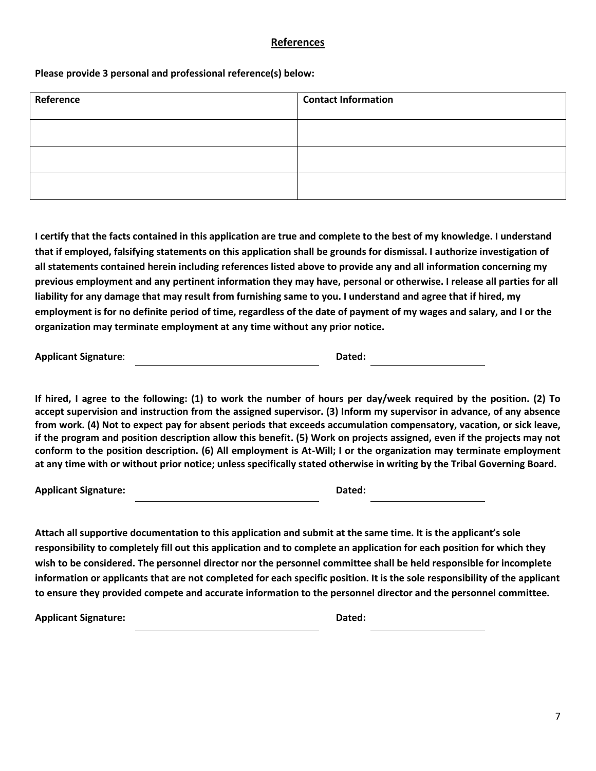## References

**Please provide 3 personal and professional reference(s) below:**

| Reference | Contact Information |
| --- | --- |
| | |
| | |
| | |

**I certify that the facts contained in this application are true and complete to the best of my knowledge. I understand that if employed, falsifying statements on this application shall be grounds for dismissal. I authorize investigation of all statements contained herein including references listed above to provide any and all information concerning my previous employment and any pertinent information they may have, personal or otherwise. I release all parties for all liability for any damage that may result from furnishing same to you. I understand and agree that if hired, my employment is for no definite period of time, regardless of the date of payment of my wages and salary, and I or the organization may terminate employment at any time without any prior notice.**

**Applicant Signature**: \_\_\_\_\_\_\_\_\_\_\_\_\_\_\_\_\_\_\_\_\_\_\_\_ **Dated:** \_\_\_\_\_\_\_\_\_\_\_\_\_\_\_\_

**If hired, I agree to the following: (1) to work the number of hours per day/week required by the position. (2) To accept supervision and instruction from the assigned supervisor. (3) Inform my supervisor in advance, of any absence from work. (4) Not to expect pay for absent periods that exceeds accumulation compensatory, vacation, or sick leave, if the program and position description allow this benefit. (5) Work on projects assigned, even if the projects may not conform to the position description. (6) All employment is At-Will; I or the organization may terminate employment at any time with or without prior notice; unless specifically stated otherwise in writing by the Tribal Governing Board.**

**Applicant Signature:** \_\_\_\_\_\_\_\_\_\_\_\_\_\_\_\_\_\_\_\_\_\_\_\_ **Dated:** \_\_\_\_\_\_\_\_\_\_\_\_\_\_\_\_

**Attach all supportive documentation to this application and submit at the same time. It is the applicant's sole responsibility to completely fill out this application and to complete an application for each position for which they wish to be considered. The personnel director nor the personnel committee shall be held responsible for incomplete information or applicants that are not completed for each specific position. It is the sole responsibility of the applicant to ensure they provided compete and accurate information to the personnel director and the personnel committee.**

**Applicant Signature:** \_\_\_\_\_\_\_\_\_\_\_\_\_\_\_\_\_\_\_\_\_\_\_\_ **Dated:** \_\_\_\_\_\_\_\_\_\_\_\_\_\_\_\_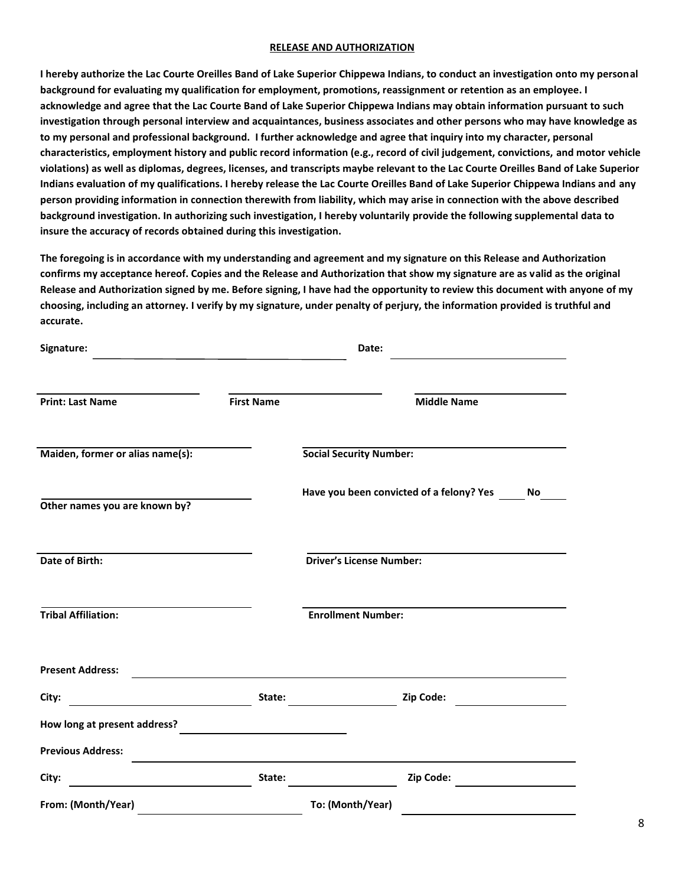## RELEASE AND AUTHORIZATION

**I hereby authorize the Lac Courte Oreilles Band of Lake Superior Chippewa Indians, to conduct an investigation onto my personal background for evaluating my qualification for employment, promotions, reassignment or retention as an employee. I acknowledge and agree that the Lac Courte Band of Lake Superior Chippewa Indians may obtain information pursuant to such investigation through personal interview and acquaintances, business associates and other persons who may have knowledge as to my personal and professional background. I further acknowledge and agree that inquiry into my character, personal characteristics, employment history and public record information (e.g., record of civil judgement, convictions, and motor vehicle violations) as well as diplomas, degrees, licenses, and transcripts maybe relevant to the Lac Courte Oreilles Band of Lake Superior Indians evaluation of my qualifications. I hereby release the Lac Courte Oreilles Band of Lake Superior Chippewa Indians and any person providing information in connection therewith from liability, which may arise in connection with the above described background investigation. In authorizing such investigation, I hereby voluntarily provide the following supplemental data to insure the accuracy of records obtained during this investigation.**

**The foregoing is in accordance with my understanding and agreement and my signature on this Release and Authorization confirms my acceptance hereof. Copies and the Release and Authorization that show my signature are as valid as the original Release and Authorization signed by me. Before signing, I have had the opportunity to review this document with anyone of my choosing, including an attorney. I verify by my signature, under penalty of perjury, the information provided is truthful and accurate.**

**Signature:** ______________________________ **Date:** ______________________

______________________ ______________________ ______________________

**Print: Last Name** **First Name** **Middle Name**

______________________________ ______________________________

**Maiden, former or alias name(s):** **Social Security Number:**

______________________________ **Have you been convicted of a felony? Yes** _____ **No** _____

**Other names you are known by?**

______________________________ ______________________________

**Date of Birth:** **Driver's License Number:**

______________________________ ______________________________

**Tribal Affiliation:** **Enrollment Number:**

**Present Address:** ______________________________________________

**City:** ______________________ **State:** ______________ **Zip Code:** ______________

**How long at present address?** ______________________

**Previous Address:** ______________________________________________

**City:** ______________________ **State:** ______________ **Zip Code:** ______________

**From: (Month/Year)** ______________________ **To: (Month/Year)** ______________________